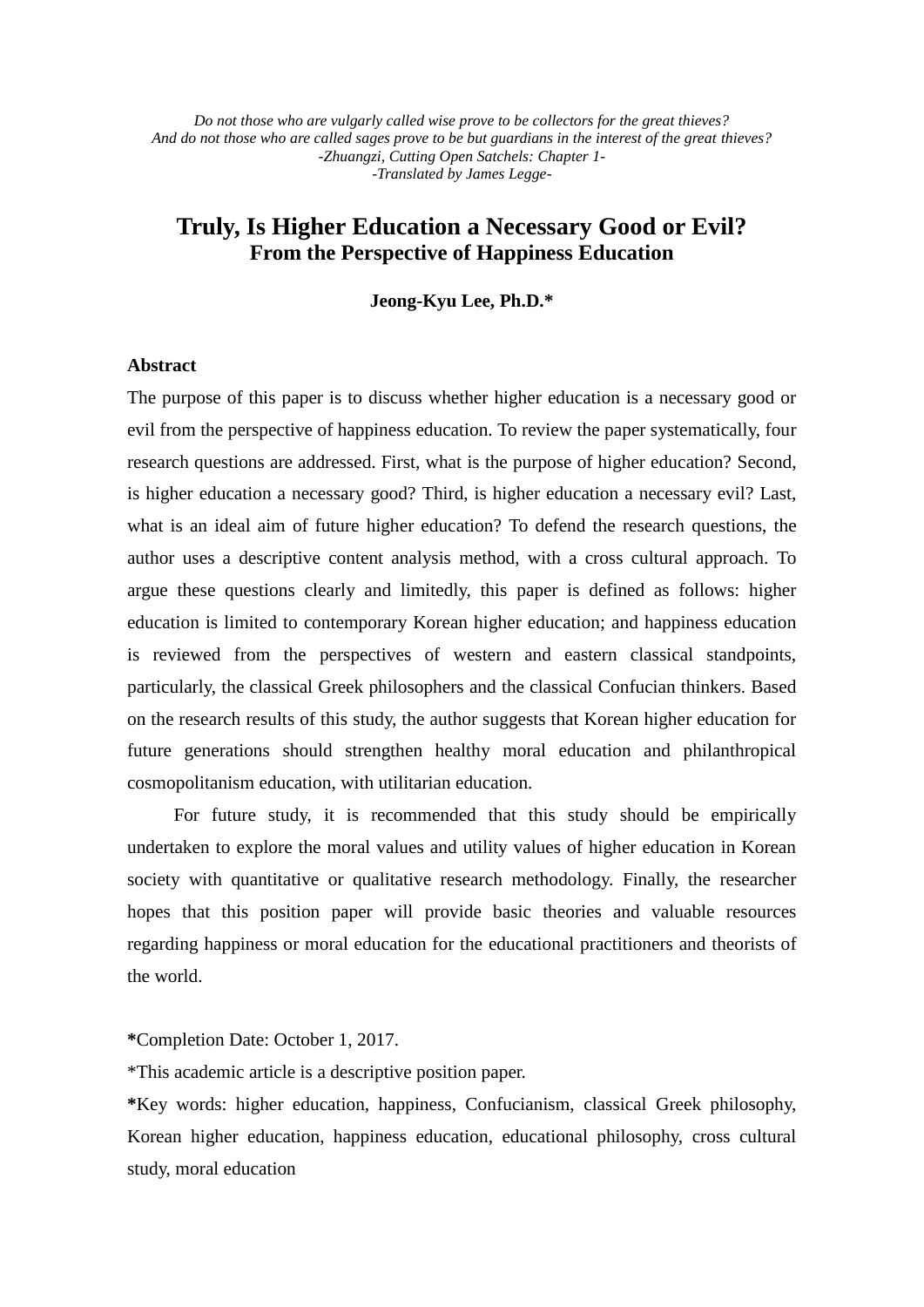*Do not those who are vulgarly called wise prove to be collectors for the great thieves?*
*And do not those who are called sages prove to be but guardians in the interest of the great thieves?*
*-Zhuangzi, Cutting Open Satchels: Chapter 1-*
*-Translated by James Legge-*

# Truly, Is Higher Education a Necessary Good or Evil?
## From the Perspective of Happiness Education

**Jeong-Kyu Lee, Ph.D.***

### Abstract

The purpose of this paper is to discuss whether higher education is a necessary good or evil from the perspective of happiness education. To review the paper systematically, four research questions are addressed. First, what is the purpose of higher education? Second, is higher education a necessary good? Third, is higher education a necessary evil? Last, what is an ideal aim of future higher education? To defend the research questions, the author uses a descriptive content analysis method, with a cross cultural approach. To argue these questions clearly and limitedly, this paper is defined as follows: higher education is limited to contemporary Korean higher education; and happiness education is reviewed from the perspectives of western and eastern classical standpoints, particularly, the classical Greek philosophers and the classical Confucian thinkers. Based on the research results of this study, the author suggests that Korean higher education for future generations should strengthen healthy moral education and philanthropical cosmopolitanism education, with utilitarian education.

For future study, it is recommended that this study should be empirically undertaken to explore the moral values and utility values of higher education in Korean society with quantitative or qualitative research methodology. Finally, the researcher hopes that this position paper will provide basic theories and valuable resources regarding happiness or moral education for the educational practitioners and theorists of the world.

**\***Completion Date: October 1, 2017.

*This academic article is a descriptive position paper.

**\***Key words: higher education, happiness, Confucianism, classical Greek philosophy, Korean higher education, happiness education, educational philosophy, cross cultural study, moral education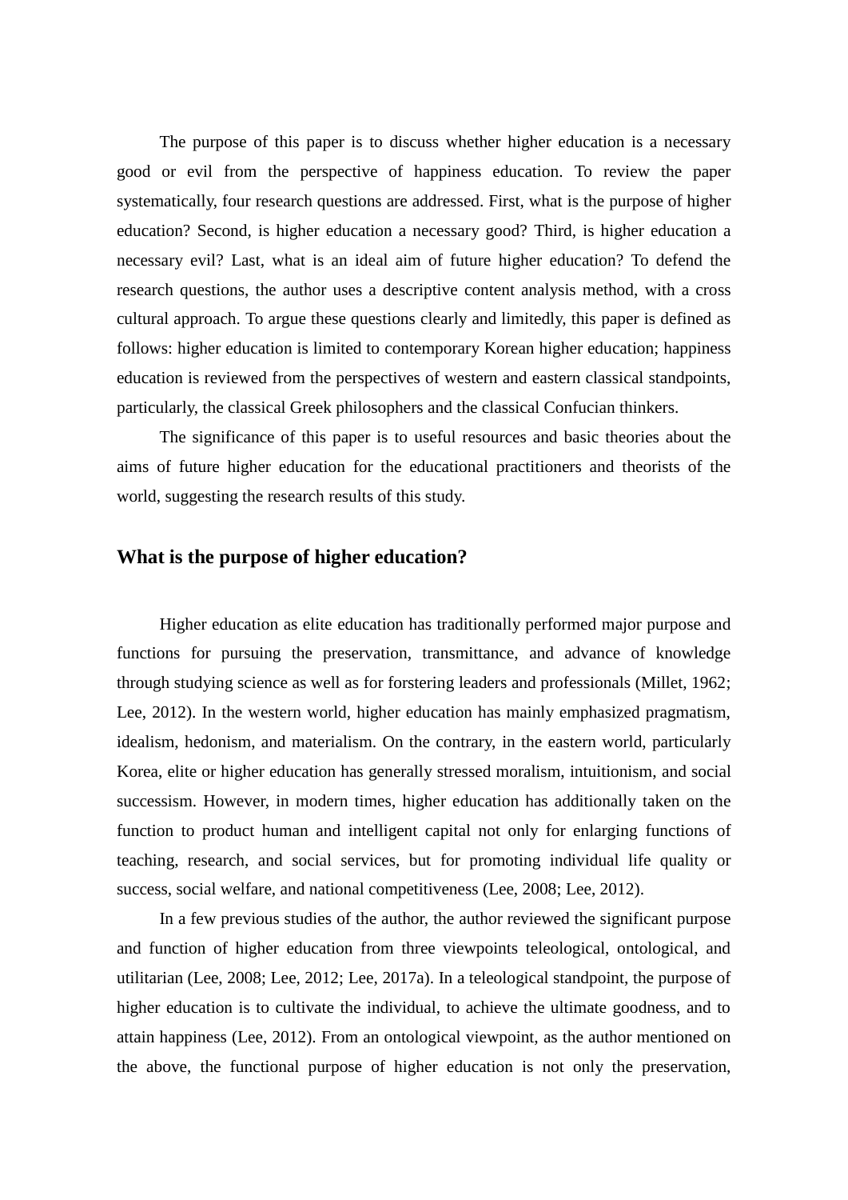The purpose of this paper is to discuss whether higher education is a necessary good or evil from the perspective of happiness education. To review the paper systematically, four research questions are addressed. First, what is the purpose of higher education? Second, is higher education a necessary good? Third, is higher education a necessary evil? Last, what is an ideal aim of future higher education? To defend the research questions, the author uses a descriptive content analysis method, with a cross cultural approach. To argue these questions clearly and limitedly, this paper is defined as follows: higher education is limited to contemporary Korean higher education; happiness education is reviewed from the perspectives of western and eastern classical standpoints, particularly, the classical Greek philosophers and the classical Confucian thinkers.

The significance of this paper is to useful resources and basic theories about the aims of future higher education for the educational practitioners and theorists of the world, suggesting the research results of this study.

## What is the purpose of higher education?

Higher education as elite education has traditionally performed major purpose and functions for pursuing the preservation, transmittance, and advance of knowledge through studying science as well as for forstering leaders and professionals (Millet, 1962; Lee, 2012). In the western world, higher education has mainly emphasized pragmatism, idealism, hedonism, and materialism. On the contrary, in the eastern world, particularly Korea, elite or higher education has generally stressed moralism, intuitionism, and social successism. However, in modern times, higher education has additionally taken on the function to product human and intelligent capital not only for enlarging functions of teaching, research, and social services, but for promoting individual life quality or success, social welfare, and national competitiveness (Lee, 2008; Lee, 2012).

In a few previous studies of the author, the author reviewed the significant purpose and function of higher education from three viewpoints teleological, ontological, and utilitarian (Lee, 2008; Lee, 2012; Lee, 2017a). In a teleological standpoint, the purpose of higher education is to cultivate the individual, to achieve the ultimate goodness, and to attain happiness (Lee, 2012). From an ontological viewpoint, as the author mentioned on the above, the functional purpose of higher education is not only the preservation,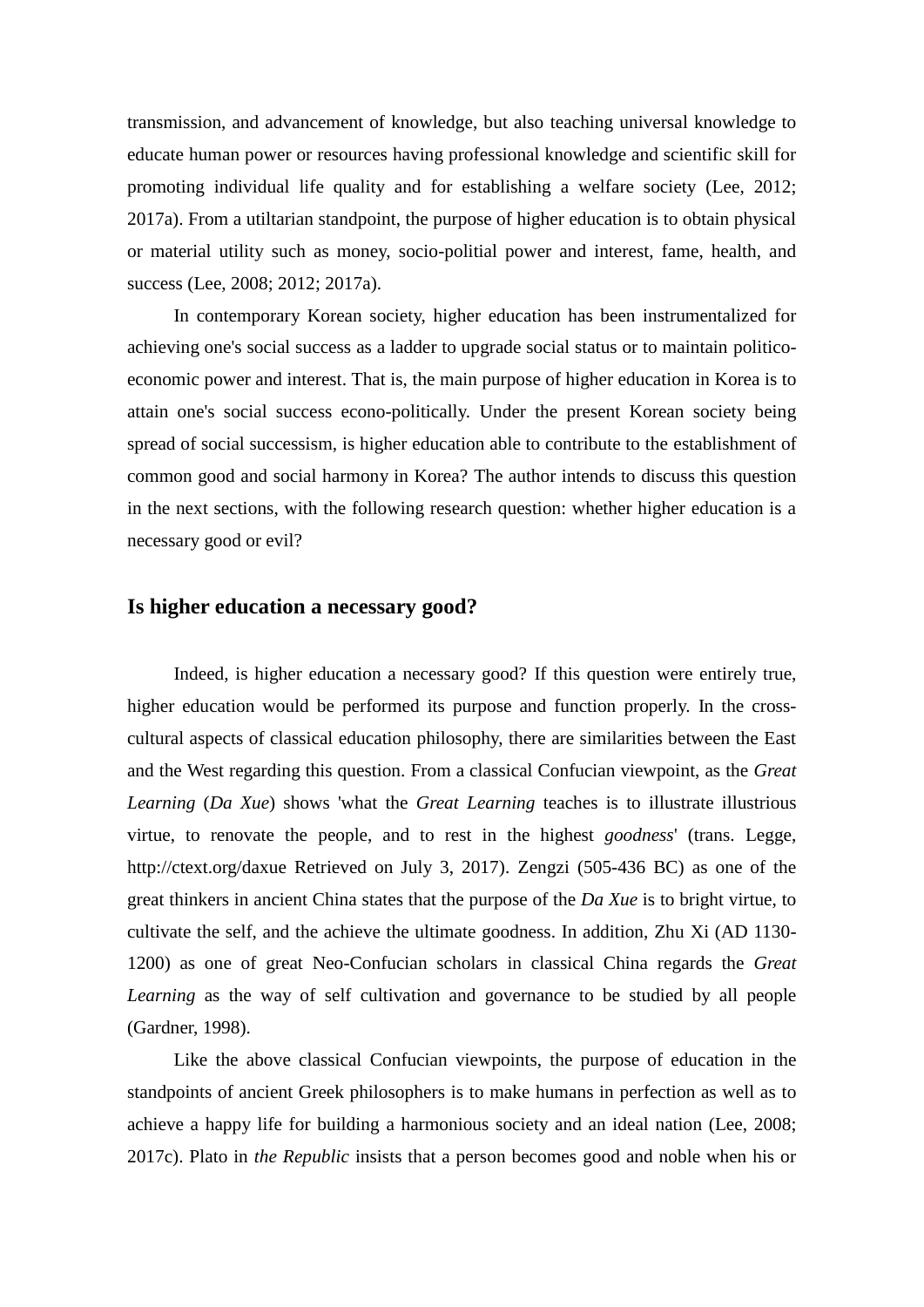transmission, and advancement of knowledge, but also teaching universal knowledge to educate human power or resources having professional knowledge and scientific skill for promoting individual life quality and for establishing a welfare society (Lee, 2012; 2017a). From a utiltarian standpoint, the purpose of higher education is to obtain physical or material utility such as money, socio-politial power and interest, fame, health, and success (Lee, 2008; 2012; 2017a).

In contemporary Korean society, higher education has been instrumentalized for achieving one's social success as a ladder to upgrade social status or to maintain politico-economic power and interest. That is, the main purpose of higher education in Korea is to attain one's social success econo-politically. Under the present Korean society being spread of social successism, is higher education able to contribute to the establishment of common good and social harmony in Korea? The author intends to discuss this question in the next sections, with the following research question: whether higher education is a necessary good or evil?

## Is higher education a necessary good?

Indeed, is higher education a necessary good? If this question were entirely true, higher education would be performed its purpose and function properly. In the cross-cultural aspects of classical education philosophy, there are similarities between the East and the West regarding this question. From a classical Confucian viewpoint, as the *Great Learning* (*Da Xue*) shows 'what the *Great Learning* teaches is to illustrate illustrious virtue, to renovate the people, and to rest in the highest *goodness*' (trans. Legge, http://ctext.org/daxue Retrieved on July 3, 2017). Zengzi (505-436 BC) as one of the great thinkers in ancient China states that the purpose of the *Da Xue* is to bright virtue, to cultivate the self, and the achieve the ultimate goodness. In addition, Zhu Xi (AD 1130-1200) as one of great Neo-Confucian scholars in classical China regards the *Great Learning* as the way of self cultivation and governance to be studied by all people (Gardner, 1998).

Like the above classical Confucian viewpoints, the purpose of education in the standpoints of ancient Greek philosophers is to make humans in perfection as well as to achieve a happy life for building a harmonious society and an ideal nation (Lee, 2008; 2017c). Plato in *the Republic* insists that a person becomes good and noble when his or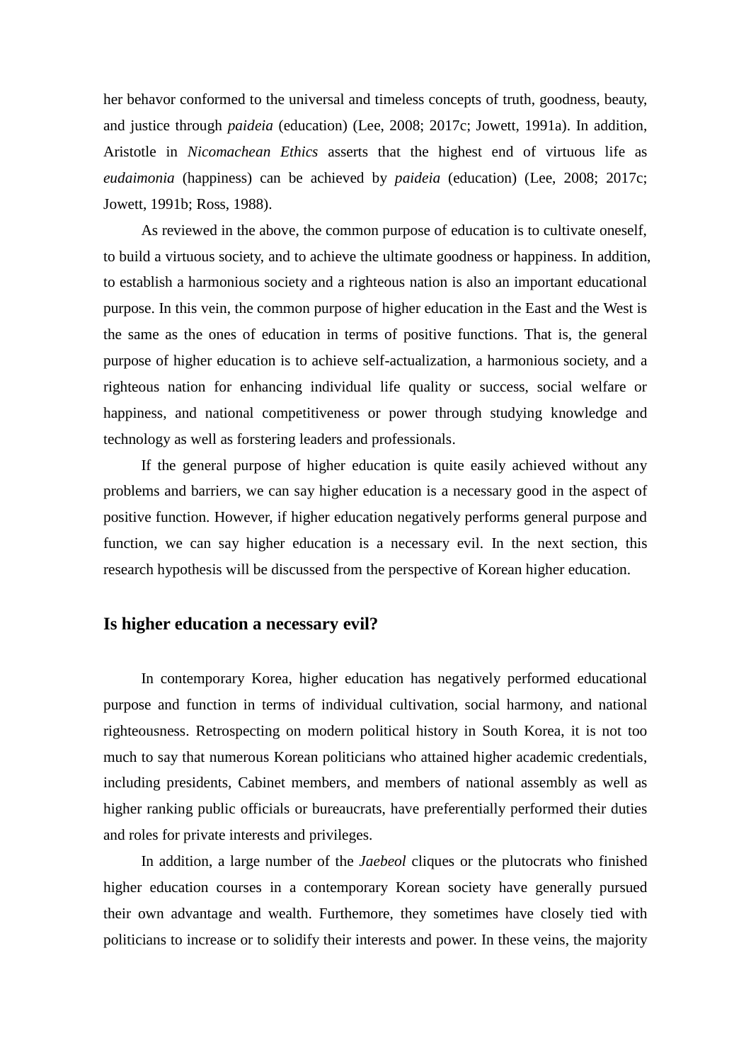her behavor conformed to the universal and timeless concepts of truth, goodness, beauty, and justice through *paideia* (education) (Lee, 2008; 2017c; Jowett, 1991a). In addition, Aristotle in *Nicomachean Ethics* asserts that the highest end of virtuous life as *eudaimonia* (happiness) can be achieved by *paideia* (education) (Lee, 2008; 2017c; Jowett, 1991b; Ross, 1988).

As reviewed in the above, the common purpose of education is to cultivate oneself, to build a virtuous society, and to achieve the ultimate goodness or happiness. In addition, to establish a harmonious society and a righteous nation is also an important educational purpose. In this vein, the common purpose of higher education in the East and the West is the same as the ones of education in terms of positive functions. That is, the general purpose of higher education is to achieve self-actualization, a harmonious society, and a righteous nation for enhancing individual life quality or success, social welfare or happiness, and national competitiveness or power through studying knowledge and technology as well as forstering leaders and professionals.

If the general purpose of higher education is quite easily achieved without any problems and barriers, we can say higher education is a necessary good in the aspect of positive function. However, if higher education negatively performs general purpose and function, we can say higher education is a necessary evil. In the next section, this research hypothesis will be discussed from the perspective of Korean higher education.

## Is higher education a necessary evil?

In contemporary Korea, higher education has negatively performed educational purpose and function in terms of individual cultivation, social harmony, and national righteousness. Retrospecting on modern political history in South Korea, it is not too much to say that numerous Korean politicians who attained higher academic credentials, including presidents, Cabinet members, and members of national assembly as well as higher ranking public officials or bureaucrats, have preferentially performed their duties and roles for private interests and privileges.

In addition, a large number of the *Jaebeol* cliques or the plutocrats who finished higher education courses in a contemporary Korean society have generally pursued their own advantage and wealth. Furthemore, they sometimes have closely tied with politicians to increase or to solidify their interests and power. In these veins, the majority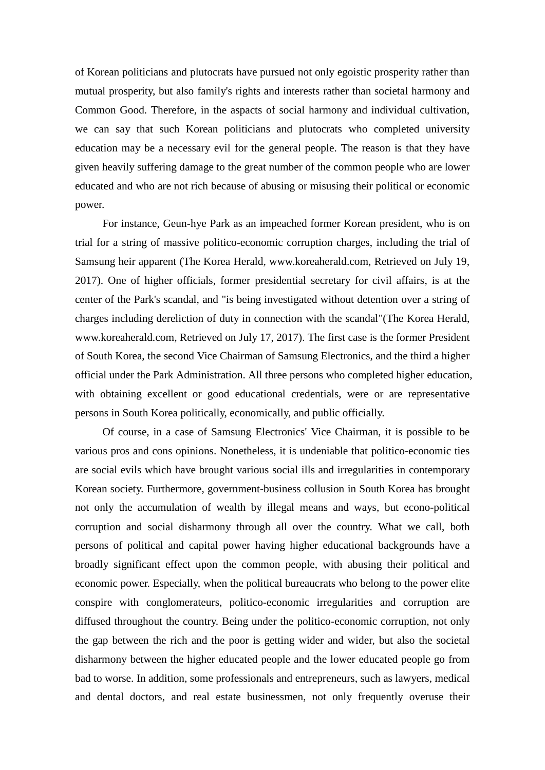of Korean politicians and plutocrats have pursued not only egoistic prosperity rather than mutual prosperity, but also family's rights and interests rather than societal harmony and Common Good. Therefore, in the aspects of social harmony and individual cultivation, we can say that such Korean politicians and plutocrats who completed university education may be a necessary evil for the general people. The reason is that they have given heavily suffering damage to the great number of the common people who are lower educated and who are not rich because of abusing or misusing their political or economic power.

For instance, Geun-hye Park as an impeached former Korean president, who is on trial for a string of massive politico-economic corruption charges, including the trial of Samsung heir apparent (The Korea Herald, www.koreaherald.com, Retrieved on July 19, 2017). One of higher officials, former presidential secretary for civil affairs, is at the center of the Park's scandal, and "is being investigated without detention over a string of charges including dereliction of duty in connection with the scandal"(The Korea Herald, www.koreaherald.com, Retrieved on July 17, 2017). The first case is the former President of South Korea, the second Vice Chairman of Samsung Electronics, and the third a higher official under the Park Administration. All three persons who completed higher education, with obtaining excellent or good educational credentials, were or are representative persons in South Korea politically, economically, and public officially.

Of course, in a case of Samsung Electronics' Vice Chairman, it is possible to be various pros and cons opinions. Nonetheless, it is undeniable that politico-economic ties are social evils which have brought various social ills and irregularities in contemporary Korean society. Furthermore, government-business collusion in South Korea has brought not only the accumulation of wealth by illegal means and ways, but econo-political corruption and social disharmony through all over the country. What we call, both persons of political and capital power having higher educational backgrounds have a broadly significant effect upon the common people, with abusing their political and economic power. Especially, when the political bureaucrats who belong to the power elite conspire with conglomerateurs, politico-economic irregularities and corruption are diffused throughout the country. Being under the politico-economic corruption, not only the gap between the rich and the poor is getting wider and wider, but also the societal disharmony between the higher educated people and the lower educated people go from bad to worse. In addition, some professionals and entrepreneurs, such as lawyers, medical and dental doctors, and real estate businessmen, not only frequently overuse their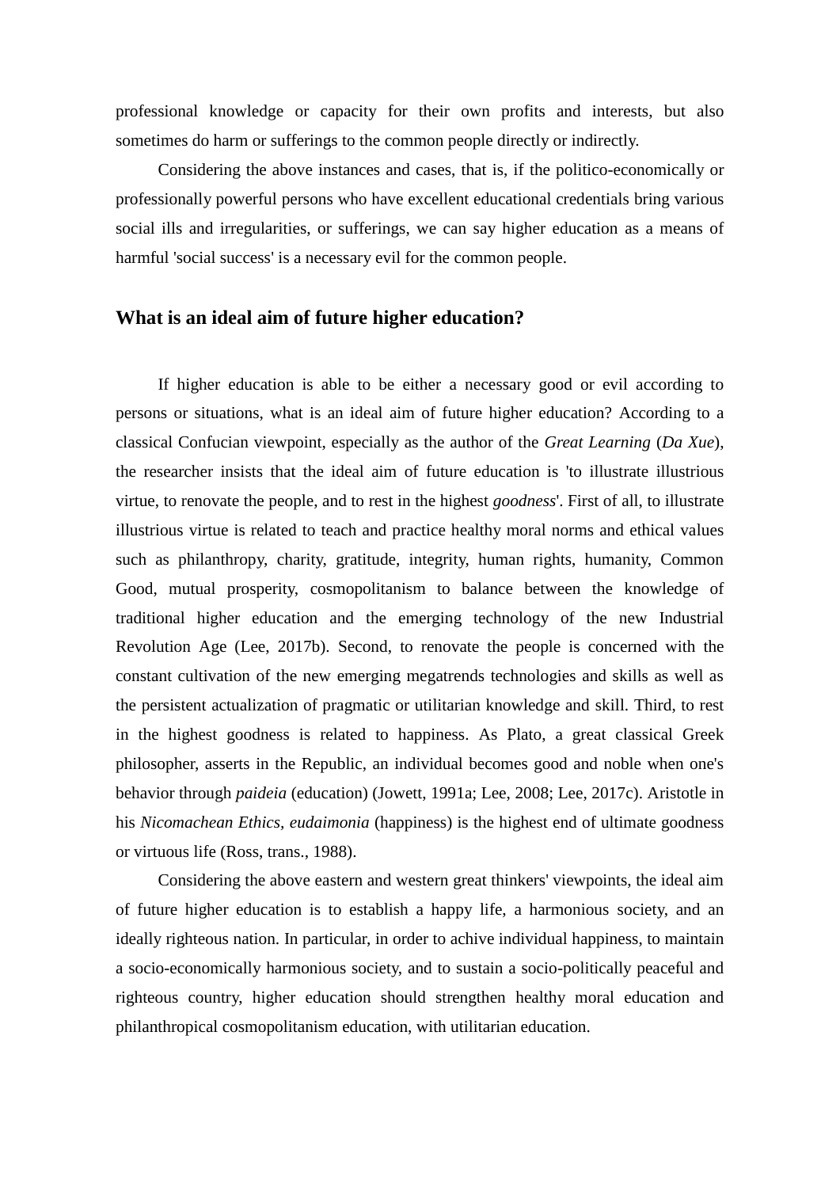professional knowledge or capacity for their own profits and interests, but also sometimes do harm or sufferings to the common people directly or indirectly.

Considering the above instances and cases, that is, if the politico-economically or professionally powerful persons who have excellent educational credentials bring various social ills and irregularities, or sufferings, we can say higher education as a means of harmful 'social success' is a necessary evil for the common people.

## What is an ideal aim of future higher education?

If higher education is able to be either a necessary good or evil according to persons or situations, what is an ideal aim of future higher education? According to a classical Confucian viewpoint, especially as the author of the *Great Learning* (*Da Xue*), the researcher insists that the ideal aim of future education is 'to illustrate illustrious virtue, to renovate the people, and to rest in the highest *goodness*'. First of all, to illustrate illustrious virtue is related to teach and practice healthy moral norms and ethical values such as philanthropy, charity, gratitude, integrity, human rights, humanity, Common Good, mutual prosperity, cosmopolitanism to balance between the knowledge of traditional higher education and the emerging technology of the new Industrial Revolution Age (Lee, 2017b). Second, to renovate the people is concerned with the constant cultivation of the new emerging megatrends technologies and skills as well as the persistent actualization of pragmatic or utilitarian knowledge and skill. Third, to rest in the highest goodness is related to happiness. As Plato, a great classical Greek philosopher, asserts in the Republic, an individual becomes good and noble when one's behavior through *paideia* (education) (Jowett, 1991a; Lee, 2008; Lee, 2017c). Aristotle in his *Nicomachean Ethics*, *eudaimonia* (happiness) is the highest end of ultimate goodness or virtuous life (Ross, trans., 1988).

Considering the above eastern and western great thinkers' viewpoints, the ideal aim of future higher education is to establish a happy life, a harmonious society, and an ideally righteous nation. In particular, in order to achive individual happiness, to maintain a socio-economically harmonious society, and to sustain a socio-politically peaceful and righteous country, higher education should strengthen healthy moral education and philanthropical cosmopolitanism education, with utilitarian education.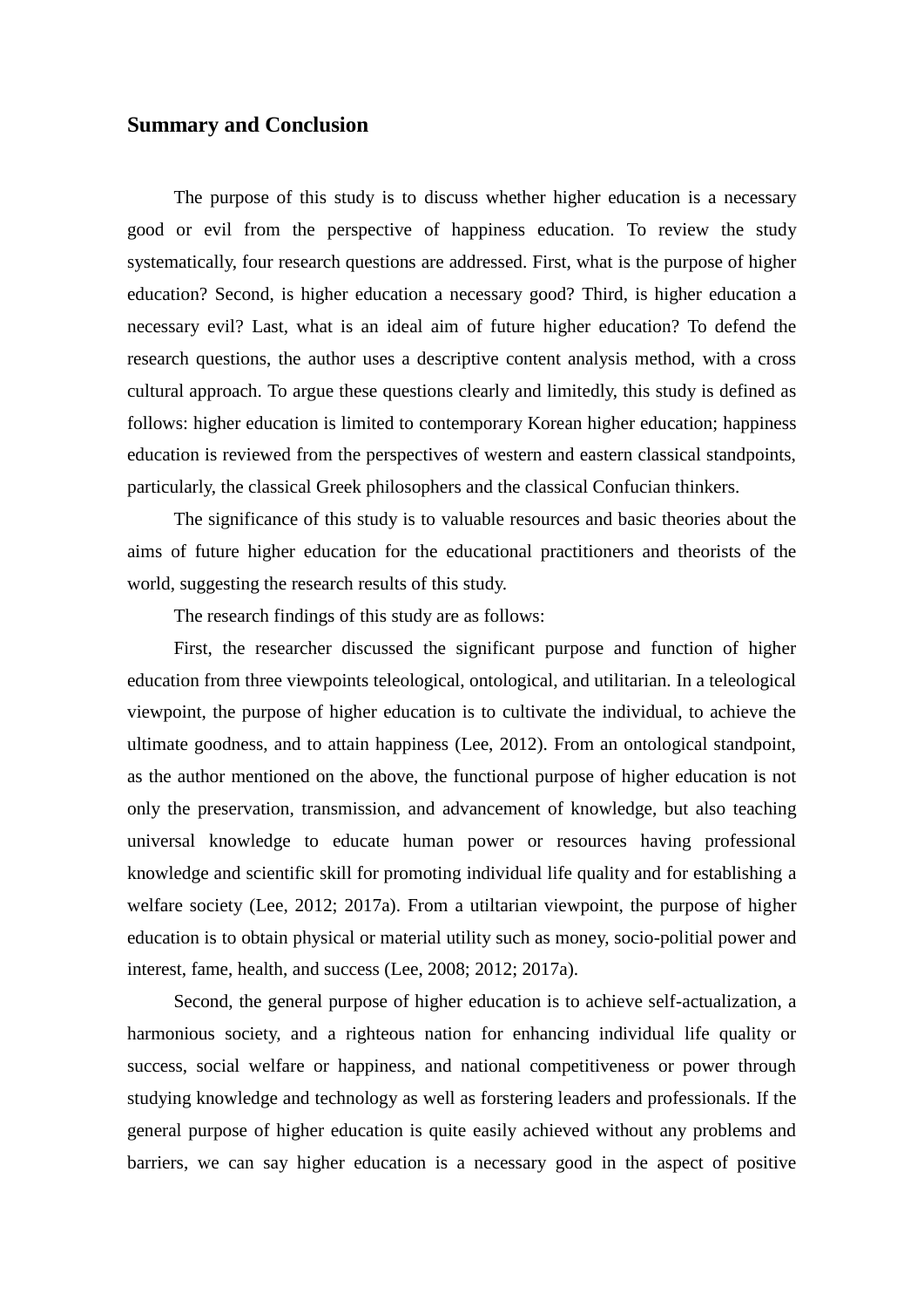## Summary and Conclusion

The purpose of this study is to discuss whether higher education is a necessary good or evil from the perspective of happiness education. To review the study systematically, four research questions are addressed. First, what is the purpose of higher education? Second, is higher education a necessary good? Third, is higher education a necessary evil? Last, what is an ideal aim of future higher education? To defend the research questions, the author uses a descriptive content analysis method, with a cross cultural approach. To argue these questions clearly and limitedly, this study is defined as follows: higher education is limited to contemporary Korean higher education; happiness education is reviewed from the perspectives of western and eastern classical standpoints, particularly, the classical Greek philosophers and the classical Confucian thinkers.

The significance of this study is to valuable resources and basic theories about the aims of future higher education for the educational practitioners and theorists of the world, suggesting the research results of this study.

The research findings of this study are as follows:

First, the researcher discussed the significant purpose and function of higher education from three viewpoints teleological, ontological, and utilitarian. In a teleological viewpoint, the purpose of higher education is to cultivate the individual, to achieve the ultimate goodness, and to attain happiness (Lee, 2012). From an ontological standpoint, as the author mentioned on the above, the functional purpose of higher education is not only the preservation, transmission, and advancement of knowledge, but also teaching universal knowledge to educate human power or resources having professional knowledge and scientific skill for promoting individual life quality and for establishing a welfare society (Lee, 2012; 2017a). From a utiltarian viewpoint, the purpose of higher education is to obtain physical or material utility such as money, socio-politial power and interest, fame, health, and success (Lee, 2008; 2012; 2017a).

Second, the general purpose of higher education is to achieve self-actualization, a harmonious society, and a righteous nation for enhancing individual life quality or success, social welfare or happiness, and national competitiveness or power through studying knowledge and technology as well as forstering leaders and professionals. If the general purpose of higher education is quite easily achieved without any problems and barriers, we can say higher education is a necessary good in the aspect of positive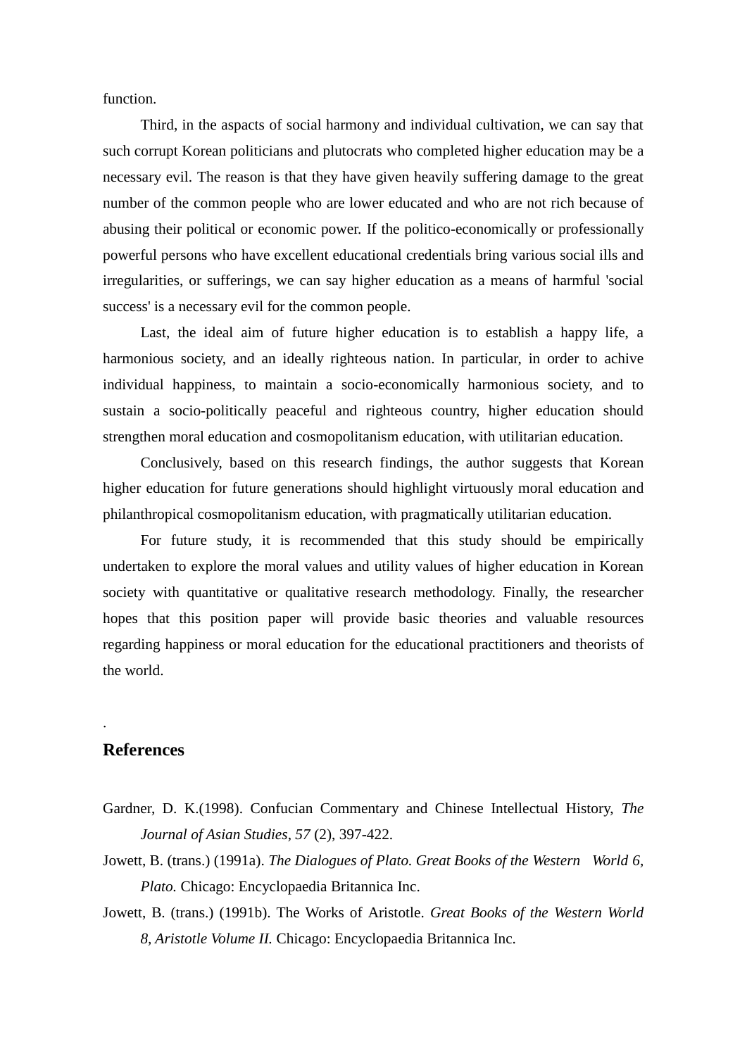function.

Third, in the aspects of social harmony and individual cultivation, we can say that such corrupt Korean politicians and plutocrats who completed higher education may be a necessary evil. The reason is that they have given heavily suffering damage to the great number of the common people who are lower educated and who are not rich because of abusing their political or economic power. If the politico-economically or professionally powerful persons who have excellent educational credentials bring various social ills and irregularities, or sufferings, we can say higher education as a means of harmful 'social success' is a necessary evil for the common people.

Last, the ideal aim of future higher education is to establish a happy life, a harmonious society, and an ideally righteous nation. In particular, in order to achive individual happiness, to maintain a socio-economically harmonious society, and to sustain a socio-politically peaceful and righteous country, higher education should strengthen moral education and cosmopolitanism education, with utilitarian education.

Conclusively, based on this research findings, the author suggests that Korean higher education for future generations should highlight virtuously moral education and philanthropical cosmopolitanism education, with pragmatically utilitarian education.

For future study, it is recommended that this study should be empirically undertaken to explore the moral values and utility values of higher education in Korean society with quantitative or qualitative research methodology. Finally, the researcher hopes that this position paper will provide basic theories and valuable resources regarding happiness or moral education for the educational practitioners and theorists of the world.

.

## References

Gardner, D. K.(1998). Confucian Commentary and Chinese Intellectual History, *The Journal of Asian Studies, 57* (2), 397-422.

Jowett, B. (trans.) (1991a). *The Dialogues of Plato. Great Books of the Western World 6, Plato.* Chicago: Encyclopaedia Britannica Inc.

Jowett, B. (trans.) (1991b). The Works of Aristotle. *Great Books of the Western World 8, Aristotle Volume II.* Chicago: Encyclopaedia Britannica Inc.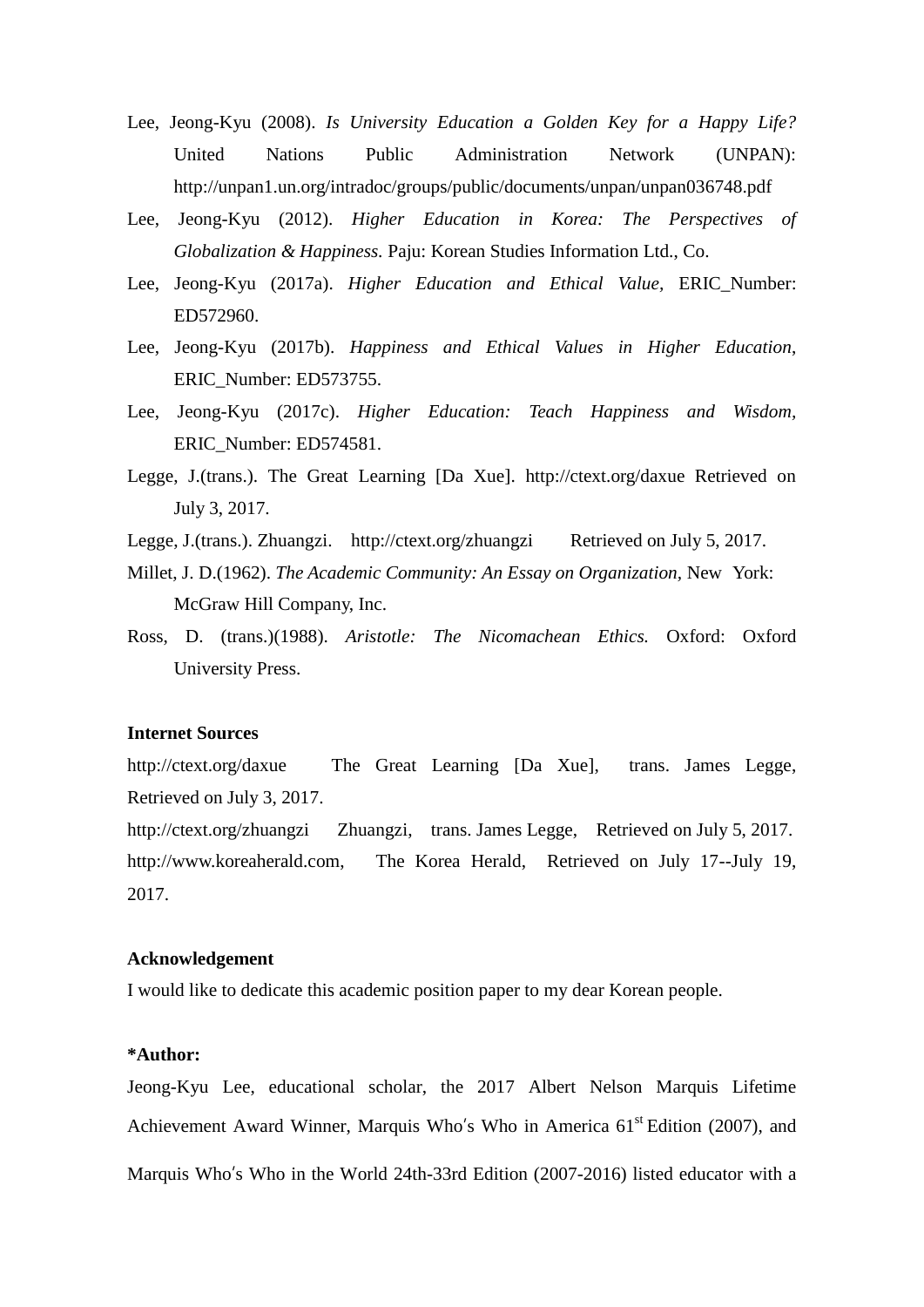Lee, Jeong-Kyu (2008). *Is University Education a Golden Key for a Happy Life?* United Nations Public Administration Network (UNPAN): http://unpan1.un.org/intradoc/groups/public/documents/unpan/unpan036748.pdf

Lee, Jeong-Kyu (2012). *Higher Education in Korea: The Perspectives of Globalization & Happiness.* Paju: Korean Studies Information Ltd., Co.

Lee, Jeong-Kyu (2017a). *Higher Education and Ethical Value,* ERIC_Number: ED572960.

Lee, Jeong-Kyu (2017b). *Happiness and Ethical Values in Higher Education*, ERIC_Number: ED573755.

Lee, Jeong-Kyu (2017c). *Higher Education: Teach Happiness and Wisdom*, ERIC_Number: ED574581.

Legge, J.(trans.). The Great Learning [Da Xue]. http://ctext.org/daxue Retrieved on July 3, 2017.

Legge, J.(trans.). Zhuangzi. http://ctext.org/zhuangzi Retrieved on July 5, 2017.

Millet, J. D.(1962). *The Academic Community: An Essay on Organization*, New York: McGraw Hill Company, Inc.

Ross, D. (trans.)(1988). *Aristotle: The Nicomachean Ethics.* Oxford: Oxford University Press.

**Internet Sources**

http://ctext.org/daxue The Great Learning [Da Xue], trans. James Legge, Retrieved on July 3, 2017.

http://ctext.org/zhuangzi Zhuangzi, trans. James Legge, Retrieved on July 5, 2017.

http://www.koreaherald.com, The Korea Herald, Retrieved on July 17--July 19, 2017.

**Acknowledgement**

I would like to dedicate this academic position paper to my dear Korean people.

**\*Author:**

Jeong-Kyu Lee, educational scholar, the 2017 Albert Nelson Marquis Lifetime Achievement Award Winner, Marquis Who's Who in America 61st Edition (2007), and Marquis Who's Who in the World 24th-33rd Edition (2007-2016) listed educator with a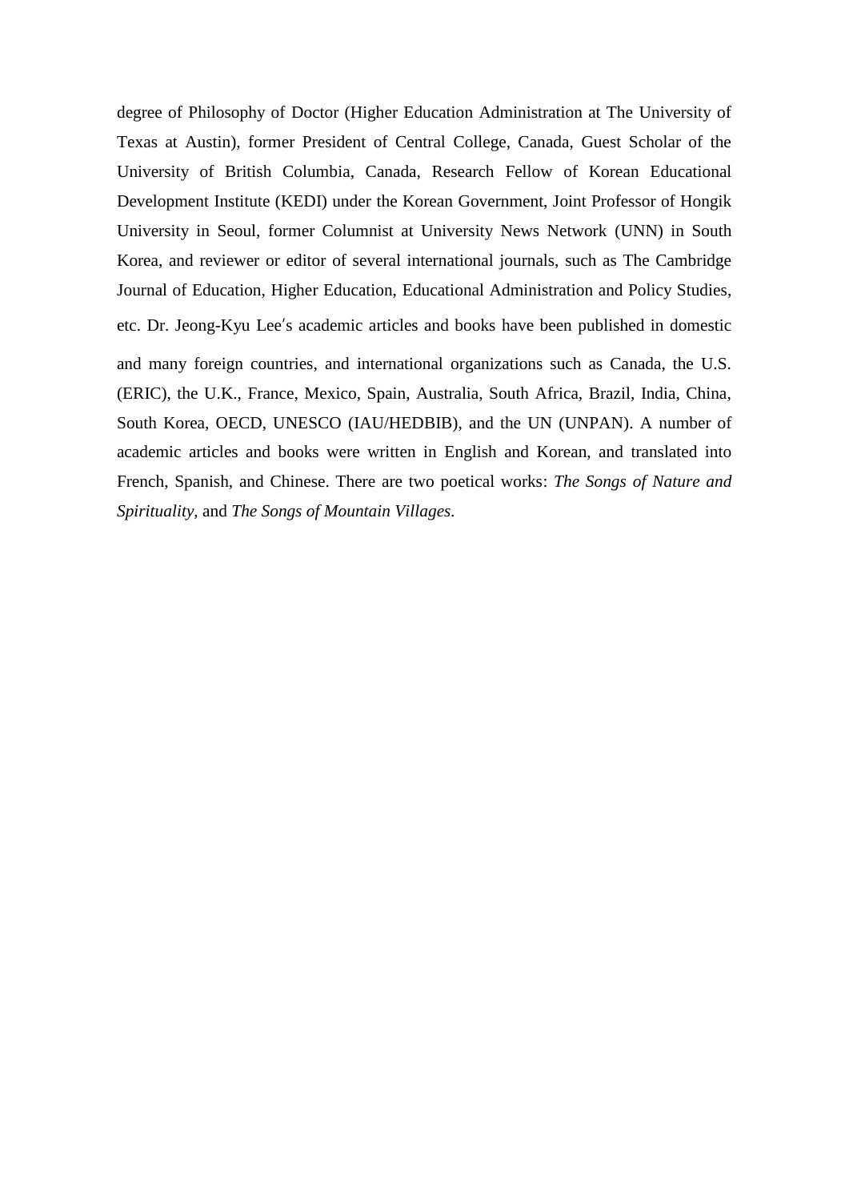degree of Philosophy of Doctor (Higher Education Administration at The University of Texas at Austin), former President of Central College, Canada, Guest Scholar of the University of British Columbia, Canada, Research Fellow of Korean Educational Development Institute (KEDI) under the Korean Government, Joint Professor of Hongik University in Seoul, former Columnist at University News Network (UNN) in South Korea, and reviewer or editor of several international journals, such as The Cambridge Journal of Education, Higher Education, Educational Administration and Policy Studies, etc. Dr. Jeong-Kyu Leeʹs academic articles and books have been published in domestic and many foreign countries, and international organizations such as Canada, the U.S. (ERIC), the U.K., France, Mexico, Spain, Australia, South Africa, Brazil, India, China, South Korea, OECD, UNESCO (IAU/HEDBIB), and the UN (UNPAN). A number of academic articles and books were written in English and Korean, and translated into French, Spanish, and Chinese. There are two poetical works: *The Songs of Nature and Spirituality*, and *The Songs of Mountain Villages.*